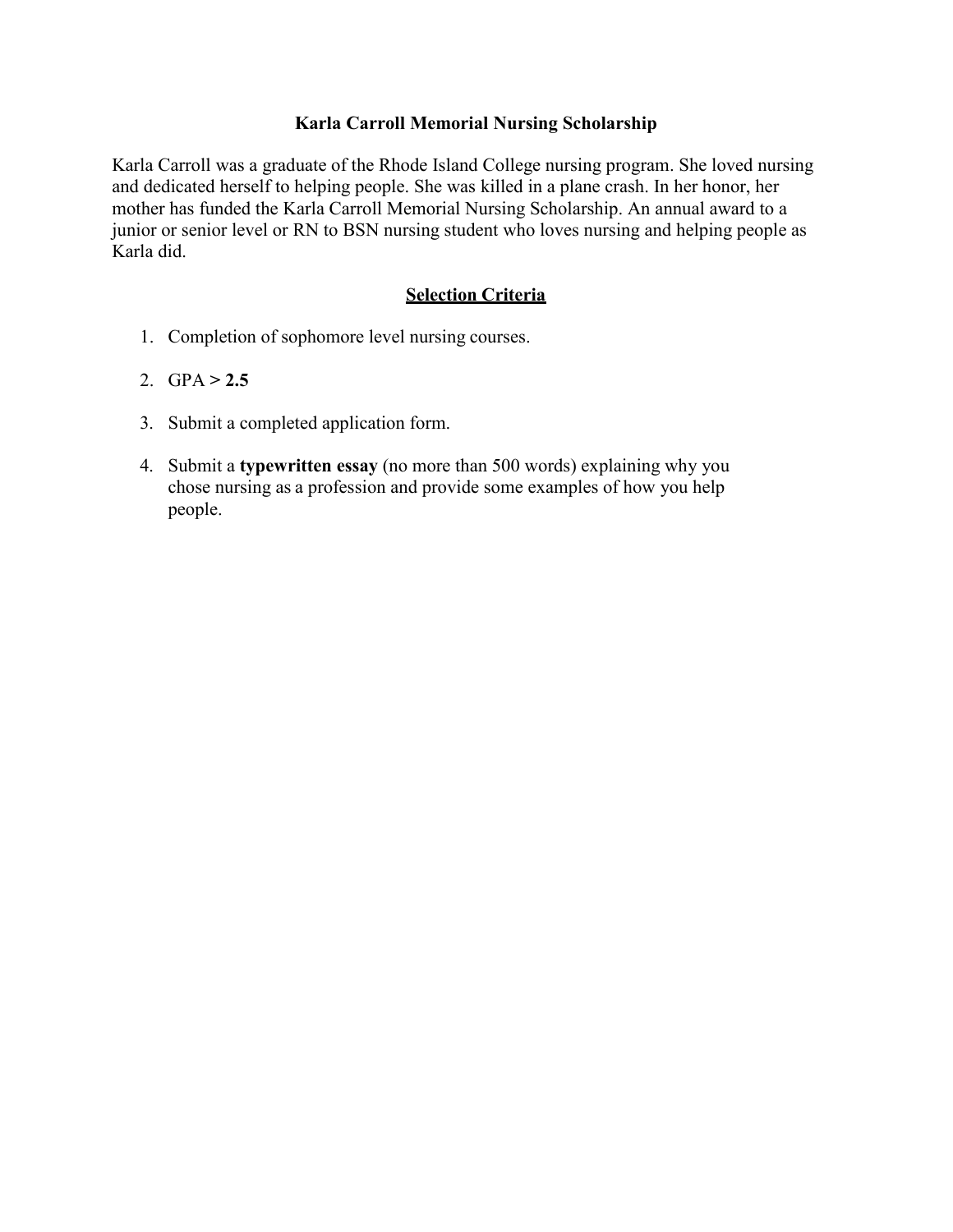# Karla Carroll Memorial Nursing Scholarship

Karla Carroll was a graduate of the Rhode Island College nursing program. She loved nursing and dedicated herself to helping people. She was killed in a plane crash. In her honor, her mother has funded the Karla Carroll Memorial Nursing Scholarship. An annual award to a junior or senior level or RN to BSN nursing student who loves nursing and helping people as Karla did.

## Selection Criteria

1. Completion of sophomore level nursing courses.
2. GPA **> 2.5**
3. Submit a completed application form.
4. Submit a **typewritten essay** (no more than 500 words) explaining why you chose nursing as a profession and provide some examples of how you help people.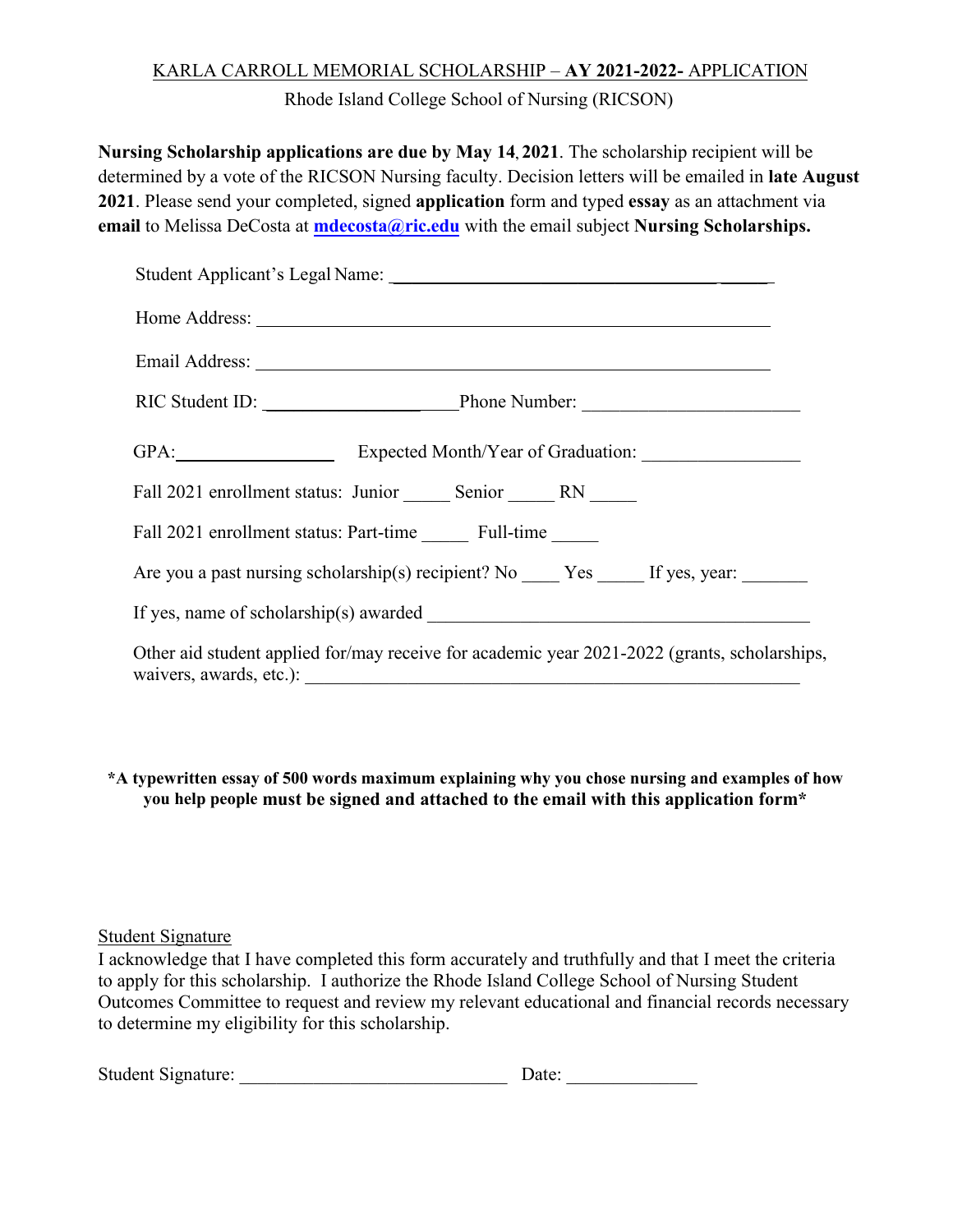KARLA CARROLL MEMORIAL SCHOLARSHIP – **AY 2021-2022-** APPLICATION

Rhode Island College School of Nursing (RICSON)

**Nursing Scholarship applications are due by May 14, 2021**. The scholarship recipient will be determined by a vote of the RICSON Nursing faculty. Decision letters will be emailed in **late August 2021**. Please send your completed, signed **application** form and typed **essay** as an attachment via **email** to Melissa DeCosta at **mdecosta@ric.edu** with the email subject **Nursing Scholarships.**

Student Applicant's Legal Name: ________________________________________

Home Address: ________________________________________________

Email Address: ________________________________________________

RIC Student ID: ______________________ Phone Number: ________________________

GPA: __________________ Expected Month/Year of Graduation: _________________

Fall 2021 enrollment status: Junior _____ Senior _____ RN _____

Fall 2021 enrollment status: Part-time _____ Full-time _____

Are you a past nursing scholarship(s) recipient? No ____ Yes _____ If yes, year: _______

If yes, name of scholarship(s) awarded ________________________________________

Other aid student applied for/may receive for academic year 2021-2022 (grants, scholarships, waivers, awards, etc.): ________________________________________________

**\*A typewritten essay of 500 words maximum explaining why you chose nursing and examples of how you help people must be signed and attached to the email with this application form\***

Student Signature

I acknowledge that I have completed this form accurately and truthfully and that I meet the criteria to apply for this scholarship. I authorize the Rhode Island College School of Nursing Student Outcomes Committee to request and review my relevant educational and financial records necessary to determine my eligibility for this scholarship.

Student Signature: _____________________________ Date: ______________